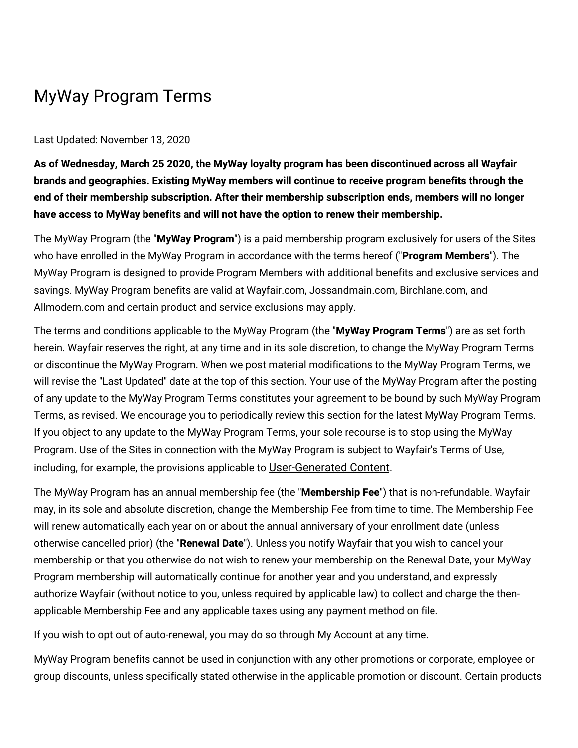# MyWay Program Terms

Last Updated: November 13, 2020

**As of Wednesday, March 25 2020, the MyWay loyalty program has been discontinued across all Wayfair brands and geographies. Existing MyWay members will continue to receive program benefits through the end of their membership subscription. After their membership subscription ends, members will no longer have access to MyWay benefits and will not have the option to renew their membership.**

The MyWay Program (the "**MyWay Program**") is a paid membership program exclusively for users of the Sites who have enrolled in the MyWay Program in accordance with the terms hereof ("**Program Members**"). The MyWay Program is designed to provide Program Members with additional benefits and exclusive services and savings. MyWay Program benefits are valid at Wayfair.com, Jossandmain.com, Birchlane.com, and Allmodern.com and certain product and service exclusions may apply.

The terms and conditions applicable to the MyWay Program (the "**MyWay Program Terms**") are as set forth herein. Wayfair reserves the right, at any time and in its sole discretion, to change the MyWay Program Terms or discontinue the MyWay Program. When we post material modifications to the MyWay Program Terms, we will revise the "Last Updated" date at the top of this section. Your use of the MyWay Program after the posting of any update to the MyWay Program Terms constitutes your agreement to be bound by such MyWay Program Terms, as revised. We encourage you to periodically review this section for the latest MyWay Program Terms. If you object to any update to the MyWay Program Terms, your sole recourse is to stop using the MyWay Program. Use of the Sites in connection with the MyWay Program is subject to Wayfair's Terms of Use, including, for example, the provisions applicable to User-Generated Content.

The MyWay Program has an annual membership fee (the "**Membership Fee**") that is non-refundable. Wayfair may, in its sole and absolute discretion, change the Membership Fee from time to time. The Membership Fee will renew automatically each year on or about the annual anniversary of your enrollment date (unless otherwise cancelled prior) (the "**Renewal Date**"). Unless you notify Wayfair that you wish to cancel your membership or that you otherwise do not wish to renew your membership on the Renewal Date, your MyWay Program membership will automatically continue for another year and you understand, and expressly authorize Wayfair (without notice to you, unless required by applicable law) to collect and charge the then-applicable Membership Fee and any applicable taxes using any payment method on file.

If you wish to opt out of auto-renewal, you may do so through My Account at any time.

MyWay Program benefits cannot be used in conjunction with any other promotions or corporate, employee or group discounts, unless specifically stated otherwise in the applicable promotion or discount. Certain products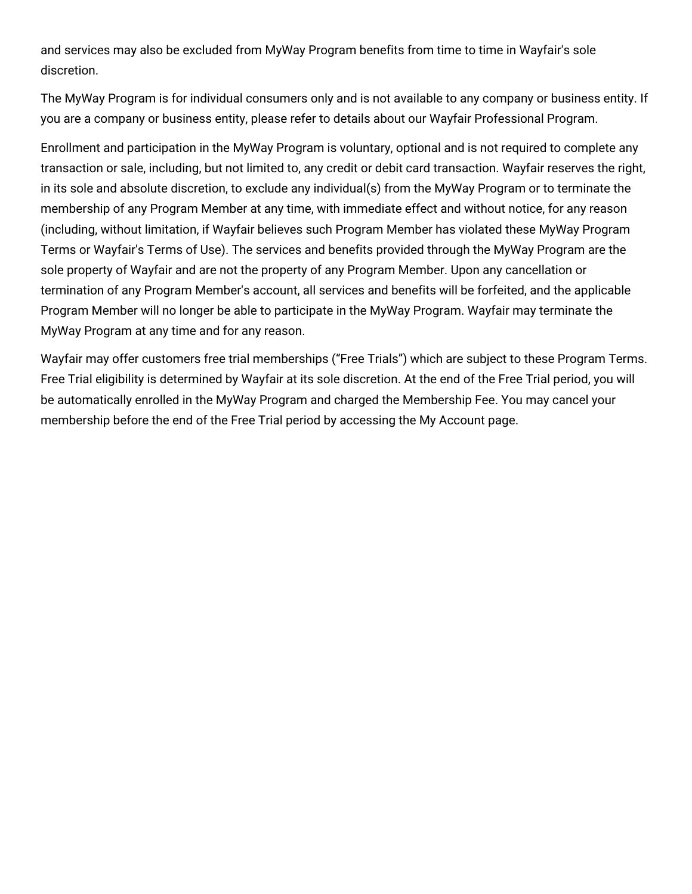and services may also be excluded from MyWay Program benefits from time to time in Wayfair's sole discretion.

The MyWay Program is for individual consumers only and is not available to any company or business entity. If you are a company or business entity, please refer to details about our Wayfair Professional Program.

Enrollment and participation in the MyWay Program is voluntary, optional and is not required to complete any transaction or sale, including, but not limited to, any credit or debit card transaction. Wayfair reserves the right, in its sole and absolute discretion, to exclude any individual(s) from the MyWay Program or to terminate the membership of any Program Member at any time, with immediate effect and without notice, for any reason (including, without limitation, if Wayfair believes such Program Member has violated these MyWay Program Terms or Wayfair's Terms of Use). The services and benefits provided through the MyWay Program are the sole property of Wayfair and are not the property of any Program Member. Upon any cancellation or termination of any Program Member's account, all services and benefits will be forfeited, and the applicable Program Member will no longer be able to participate in the MyWay Program. Wayfair may terminate the MyWay Program at any time and for any reason.

Wayfair may offer customers free trial memberships ("Free Trials") which are subject to these Program Terms. Free Trial eligibility is determined by Wayfair at its sole discretion. At the end of the Free Trial period, you will be automatically enrolled in the MyWay Program and charged the Membership Fee. You may cancel your membership before the end of the Free Trial period by accessing the My Account page.